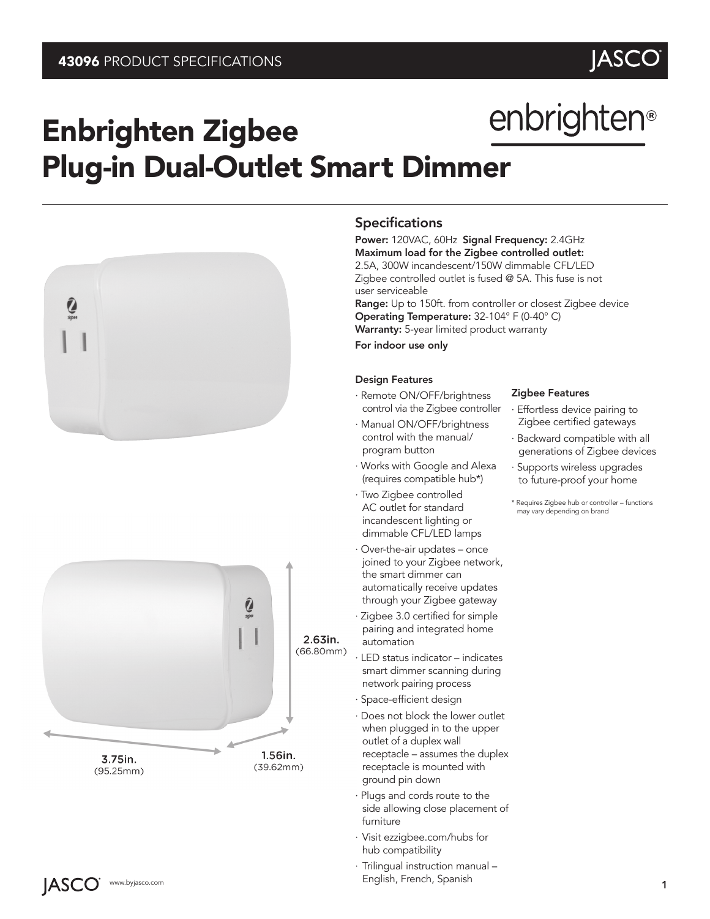# Enbrighten Zigbee Plug-in Dual-Outlet Smart Dimmer

enbrighten®

2.63in. (66.80mm)

3.75in. (95.25mm)

1.56in. (39.62mm)

## Specifications

**Power:** 120VAC, 60Hz **Signal Frequency:** 2.4GHz
**Maximum load for the Zigbee controlled outlet:**
2.5A, 300W incandescent/150W dimmable CFL/LED
Zigbee controlled outlet is fused @ 5A. This fuse is not user serviceable
**Range:** Up to 150ft. from controller or closest Zigbee device
**Operating Temperature:** 32-104° F (0-40° C)
**Warranty:** 5-year limited product warranty
**For indoor use only**

### Design Features

- Remote ON/OFF/brightness control via the Zigbee controller
- Manual ON/OFF/brightness control with the manual/program button
- Works with Google and Alexa (requires compatible hub*)
- Two Zigbee controlled AC outlet for standard incandescent lighting or dimmable CFL/LED lamps
- Over-the-air updates – once joined to your Zigbee network, the smart dimmer can automatically receive updates through your Zigbee gateway
- Zigbee 3.0 certified for simple pairing and integrated home automation
- LED status indicator – indicates smart dimmer scanning during network pairing process
- Space-efficient design
- Does not block the lower outlet when plugged in to the upper outlet of a duplex wall receptacle – assumes the duplex receptacle is mounted with ground pin down
- Plugs and cords route to the side allowing close placement of furniture
- Visit ezzigbee.com/hubs for hub compatibility
- Trilingual instruction manual – English, French, Spanish

### Zigbee Features

- Effortless device pairing to Zigbee certified gateways
- Backward compatible with all generations of Zigbee devices
- Supports wireless upgrades to future-proof your home

\* Requires Zigbee hub or controller – functions may vary depending on brand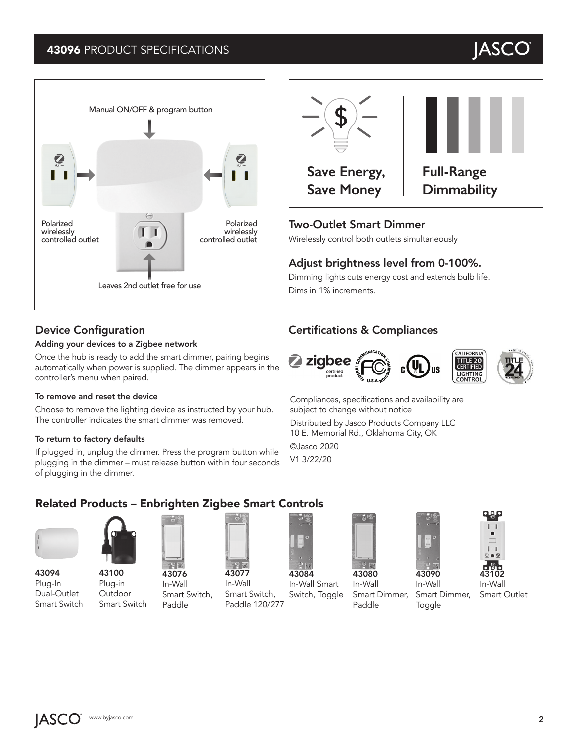Manual ON/OFF & program button

Polarized wirelessly controlled outlet

Polarized wirelessly controlled outlet

Leaves 2nd outlet free for use

Save Energy, Save Money

Full-Range Dimmability

## Two-Outlet Smart Dimmer

Wirelessly control both outlets simultaneously

## Adjust brightness level from 0-100%.

Dimming lights cuts energy cost and extends bulb life.

Dims in 1% increments.

## Device Configuration

### Adding your devices to a Zigbee network

Once the hub is ready to add the smart dimmer, pairing begins automatically when power is supplied. The dimmer appears in the controller's menu when paired.

### To remove and reset the device

Choose to remove the lighting device as instructed by your hub. The controller indicates the smart dimmer was removed.

### To return to factory defaults

If plugged in, unplug the dimmer. Press the program button while plugging in the dimmer – must release button within four seconds of plugging in the dimmer.

## Certifications & Compliances

Compliances, specifications and availability are subject to change without notice

Distributed by Jasco Products Company LLC
10 E. Memorial Rd., Oklahoma City, OK

©Jasco 2020

V1 3/22/20

## Related Products – Enbrighten Zigbee Smart Controls

**43094** Plug-In Dual-Outlet Smart Switch

**43100** Plug-in Outdoor Smart Switch

**43076** In-Wall Smart Switch, Paddle

**43077** In-Wall Smart Switch, Paddle 120/277

**43084** In-Wall Smart Switch, Toggle

**43080** In-Wall Smart Dimmer, Paddle

**43090** In-Wall Smart Dimmer, Toggle

**43102** In-Wall Smart Outlet